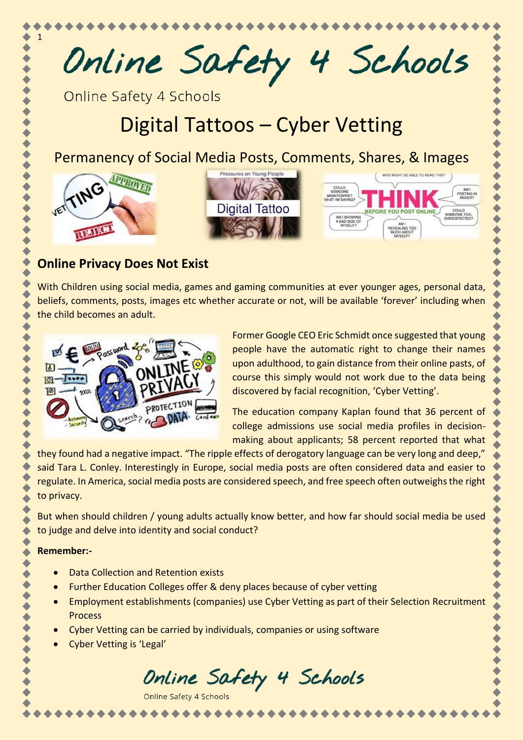# Online Safety 4 Schools

Online Safety 4 Schools

# Digital Tattoos – Cyber Vetting

## Permanency of Social Media Posts, Comments, Shares, & Images

### Online Privacy Does Not Exist

With Children using social media, games and gaming communities at ever younger ages, personal data, beliefs, comments, posts, images etc whether accurate or not, will be available 'forever' including when the child becomes an adult.

Former Google CEO Eric Schmidt once suggested that young people have the automatic right to change their names upon adulthood, to gain distance from their online pasts, of course this simply would not work due to the data being discovered by facial recognition, 'Cyber Vetting'.

The education company Kaplan found that 36 percent of college admissions use social media profiles in decision-making about applicants; 58 percent reported that what they found had a negative impact. "The ripple effects of derogatory language can be very long and deep," said Tara L. Conley. Interestingly in Europe, social media posts are often considered data and easier to regulate. In America, social media posts are considered speech, and free speech often outweighs the right to privacy.

But when should children / young adults actually know better, and how far should social media be used to judge and delve into identity and social conduct?

**Remember:-**

- Data Collection and Retention exists
- Further Education Colleges offer & deny places because of cyber vetting
- Employment establishments (companies) use Cyber Vetting as part of their Selection Recruitment Process
- Cyber Vetting can be carried by individuals, companies or using software
- Cyber Vetting is 'Legal'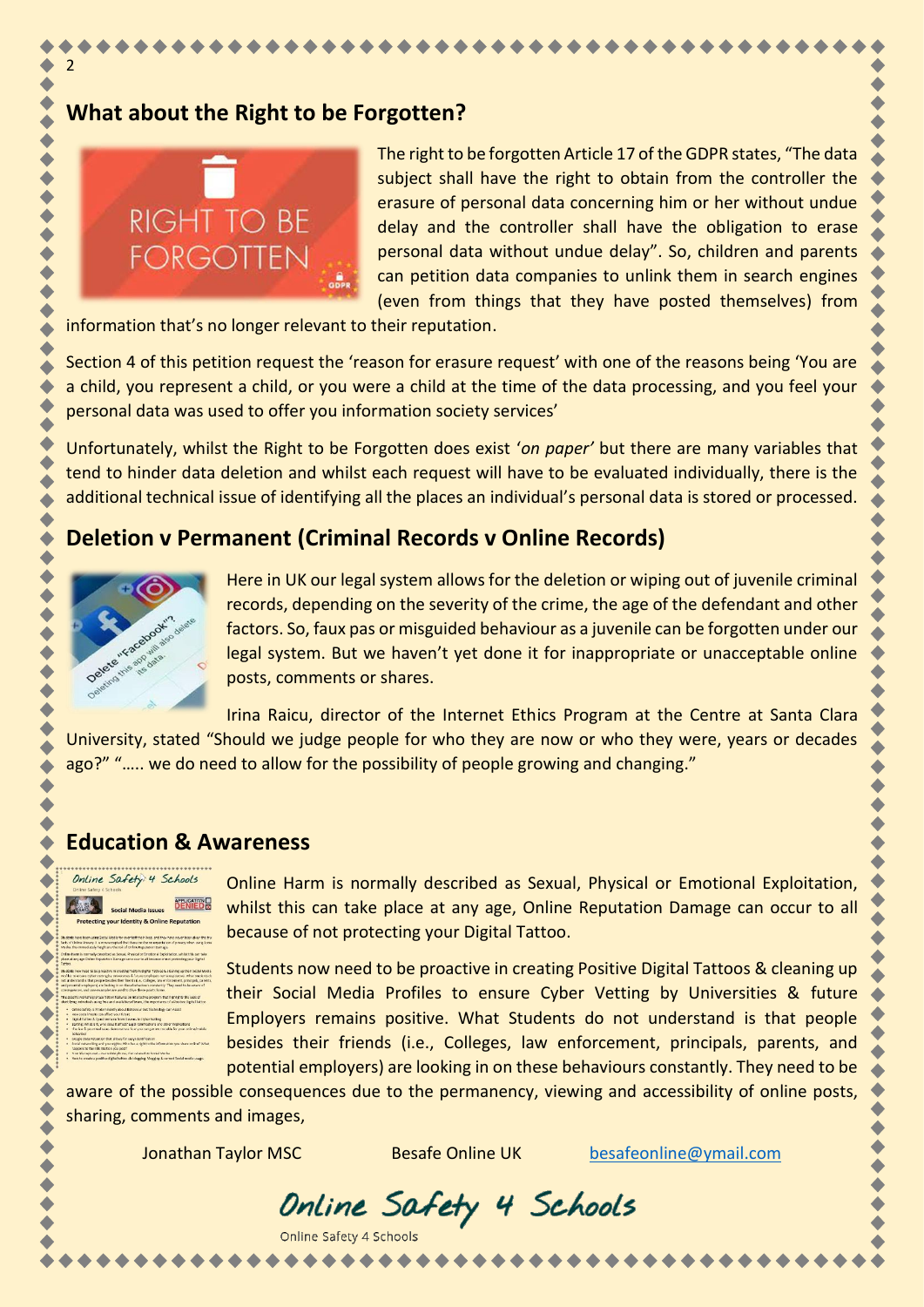## What about the Right to be Forgotten?

The right to be forgotten Article 17 of the GDPR states, "The data subject shall have the right to obtain from the controller the erasure of personal data concerning him or her without undue delay and the controller shall have the obligation to erase personal data without undue delay". So, children and parents can petition data companies to unlink them in search engines (even from things that they have posted themselves) from information that's no longer relevant to their reputation.

Section 4 of this petition request the 'reason for erasure request' with one of the reasons being 'You are a child, you represent a child, or you were a child at the time of the data processing, and you feel your personal data was used to offer you information society services'

Unfortunately, whilst the Right to be Forgotten does exist '*on paper*' but there are many variables that tend to hinder data deletion and whilst each request will have to be evaluated individually, there is the additional technical issue of identifying all the places an individual's personal data is stored or processed.

## Deletion v Permanent (Criminal Records v Online Records)

Here in UK our legal system allows for the deletion or wiping out of juvenile criminal records, depending on the severity of the crime, the age of the defendant and other factors. So, faux pas or misguided behaviour as a juvenile can be forgotten under our legal system. But we haven't yet done it for inappropriate or unacceptable online posts, comments or shares.

Irina Raicu, director of the Internet Ethics Program at the Centre at Santa Clara University, stated "Should we judge people for who they are now or who they were, years or decades ago?" "….. we do need to allow for the possibility of people growing and changing."

## Education & Awareness

Online Harm is normally described as Sexual, Physical or Emotional Exploitation, whilst this can take place at any age, Online Reputation Damage can occur to all because of not protecting your Digital Tattoo.

Students now need to be proactive in creating Positive Digital Tattoos & cleaning up their Social Media Profiles to ensure Cyber Vetting by Universities & future Employers remains positive. What Students do not understand is that people besides their friends (i.e., Colleges, law enforcement, principals, parents, and potential employers) are looking in on these behaviours constantly. They need to be aware of the possible consequences due to the permanency, viewing and accessibility of online posts, sharing, comments and images,

Jonathan Taylor MSC Besafe Online UK besafeonline@ymail.com

Online Safety 4 Schools

Online Safety 4 Schools